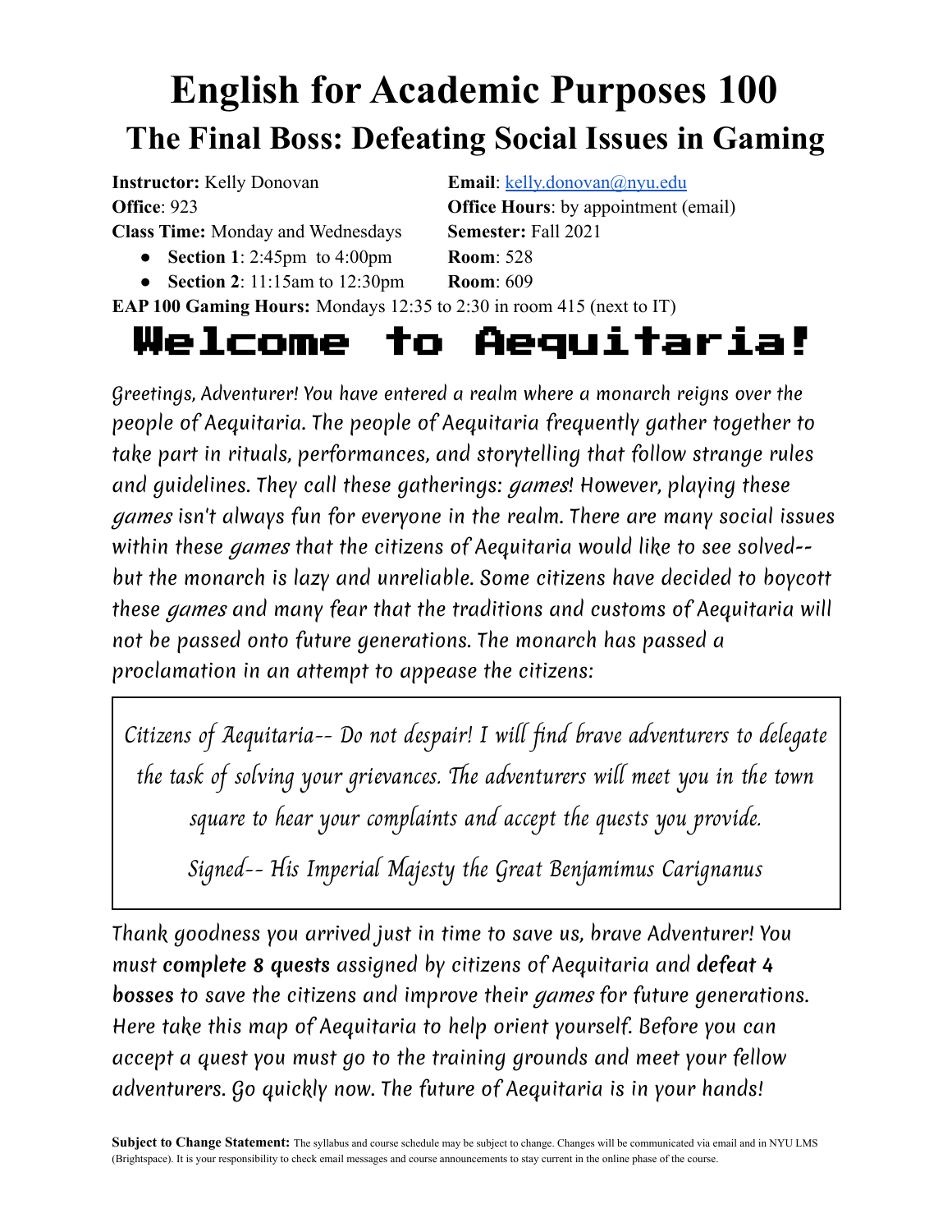# English for Academic Purposes 100

## The Final Boss: Defeating Social Issues in Gaming

**Instructor:** Kelly Donovan
**Email**: kelly.donovan@nyu.edu
**Office**: 923
**Office Hours**: by appointment (email)
**Class Time:** Monday and Wednesdays
**Semester:** Fall 2021

- **Section 1**: 2:45pm to 4:00pm — **Room**: 528
- **Section 2**: 11:15am to 12:30pm — **Room**: 609

**EAP 100 Gaming Hours:** Mondays 12:35 to 2:30 in room 415 (next to IT)

# Welcome to Aequitaria!

*Greetings, Adventurer! You have entered a realm where a monarch reigns over the people of Aequitaria. The people of Aequitaria frequently gather together to take part in rituals, performances, and storytelling that follow strange rules and guidelines. They call these gatherings: games! However, playing these games isn't always fun for everyone in the realm. There are many social issues within these games that the citizens of Aequitaria would like to see solved-- but the monarch is lazy and unreliable. Some citizens have decided to boycott these games and many fear that the traditions and customs of Aequitaria will not be passed onto future generations. The monarch has passed a proclamation in an attempt to appease the citizens:*

> *Citizens of Aequitaria-- Do not despair! I will find brave adventurers to delegate the task of solving your grievances. The adventurers will meet you in the town square to hear your complaints and accept the quests you provide.*
>
> *Signed-- His Imperial Majesty the Great Benjamimus Carignanus*

*Thank goodness you arrived just in time to save us, brave Adventurer! You must* ***complete 8 quests*** *assigned by citizens of Aequitaria and* ***defeat 4 bosses*** *to save the citizens and improve their games for future generations. Here take this map of Aequitaria to help orient yourself. Before you can accept a quest you must go to the training grounds and meet your fellow adventurers. Go quickly now. The future of Aequitaria is in your hands!*

**Subject to Change Statement:** The syllabus and course schedule may be subject to change. Changes will be communicated via email and in NYU LMS (Brightspace). It is your responsibility to check email messages and course announcements to stay current in the online phase of the course.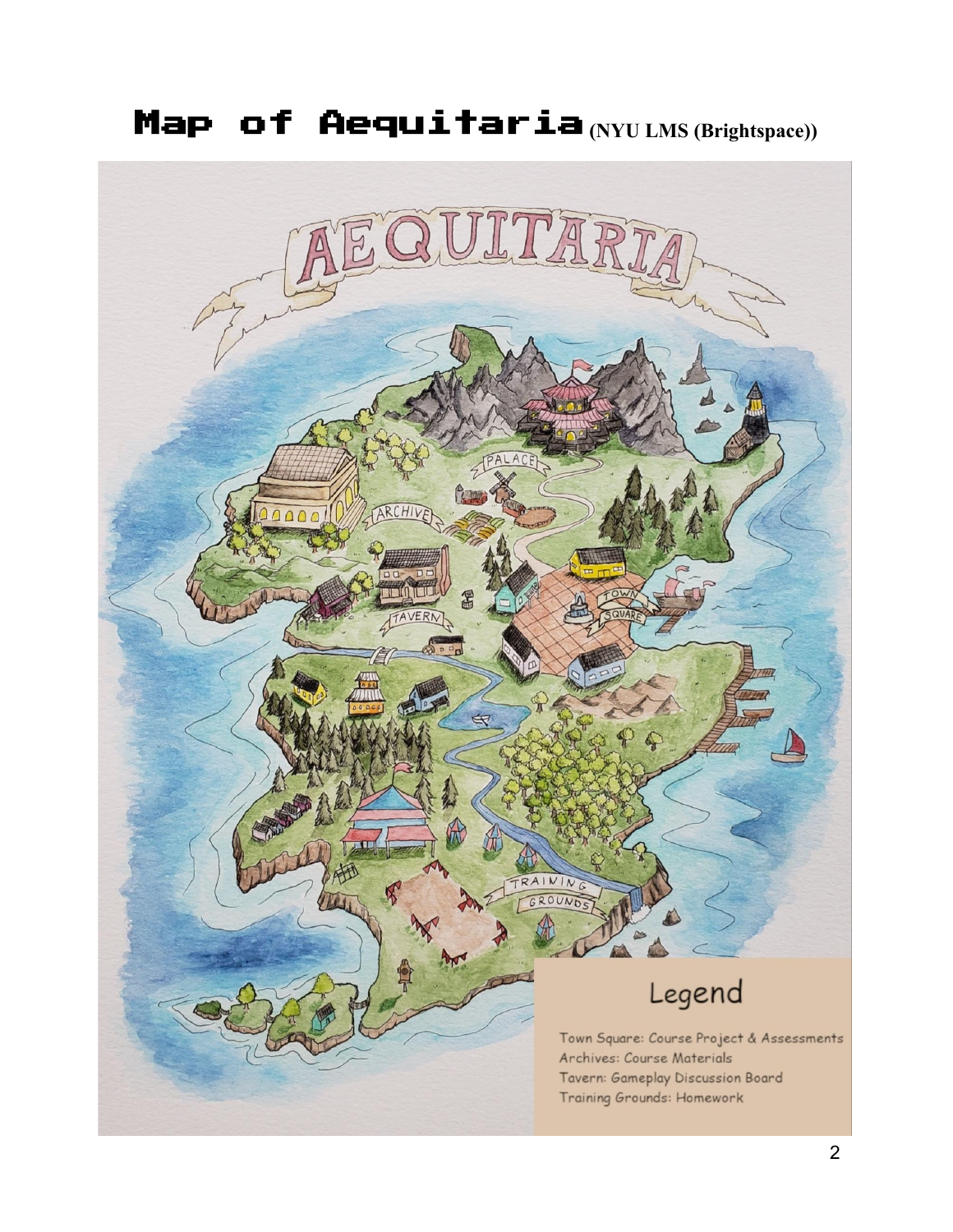# Map of Aequitaria **(NYU LMS (Brightspace))**

## Legend

Town Square: Course Project & Assessments
Archives: Course Materials
Tavern: Gameplay Discussion Board
Training Grounds: Homework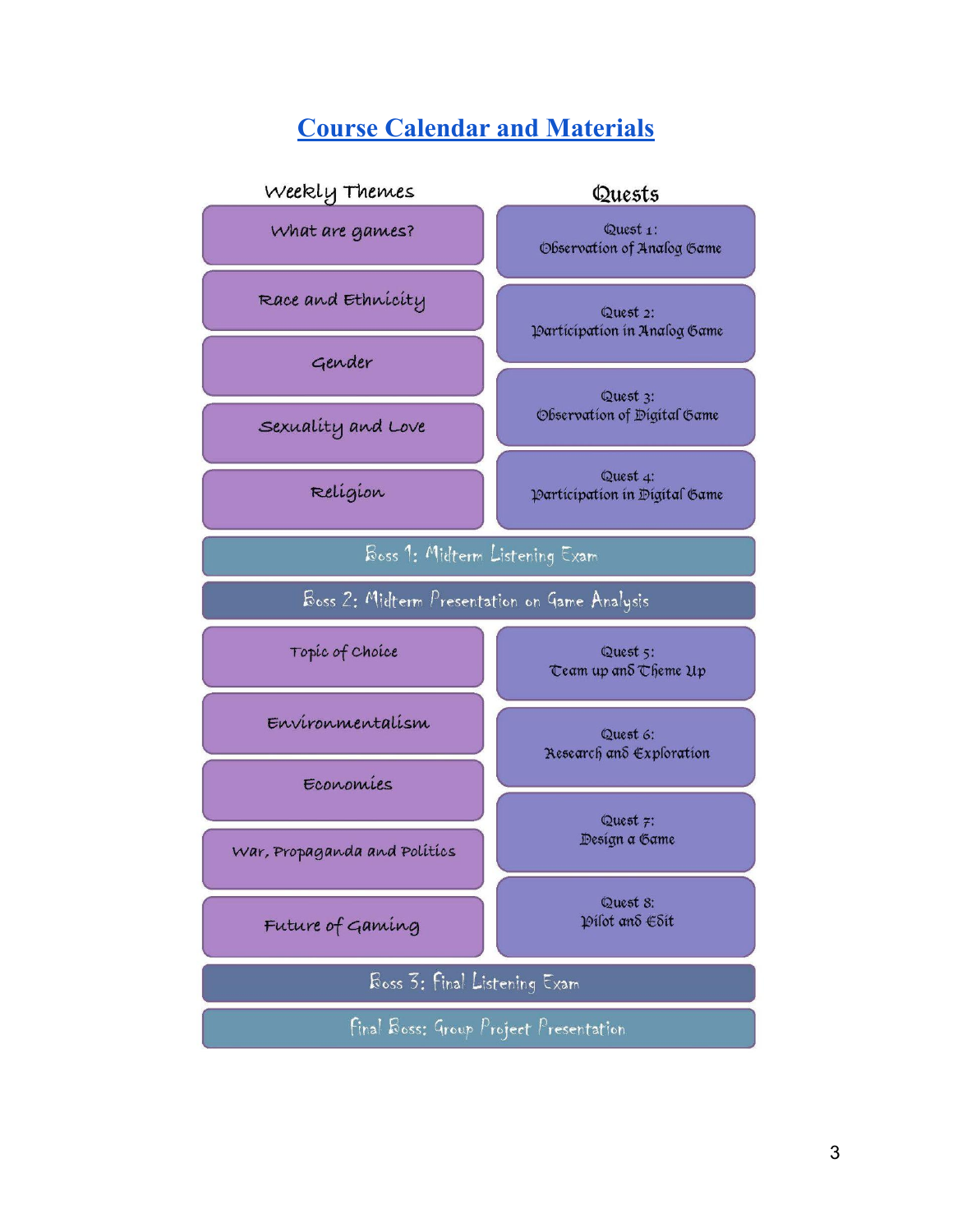# Course Calendar and Materials

| Weekly Themes | Quests |
| --- | --- |
| What are games? | Quest 1: Observation of Analog Game |
| Race and Ethnicity | Quest 2: Participation in Analog Game |
| Gender | Quest 3: Observation of Digital Game |
| Sexuality and Love | Quest 4: Participation in Digital Game |
| Religion | |
| Boss 1: Midterm Listening Exam | |
| Boss 2: Midterm Presentation on Game Analysis | |
| Topic of Choice | Quest 5: Team up and Theme Up |
| Environmentalism | Quest 6: Research and Exploration |
| Economies | Quest 7: Design a Game |
| War, Propaganda and Politics | Quest 8: Pilot and Edit |
| Future of Gaming | |
| Boss 3: Final Listening Exam | |
| Final Boss: Group Project Presentation | |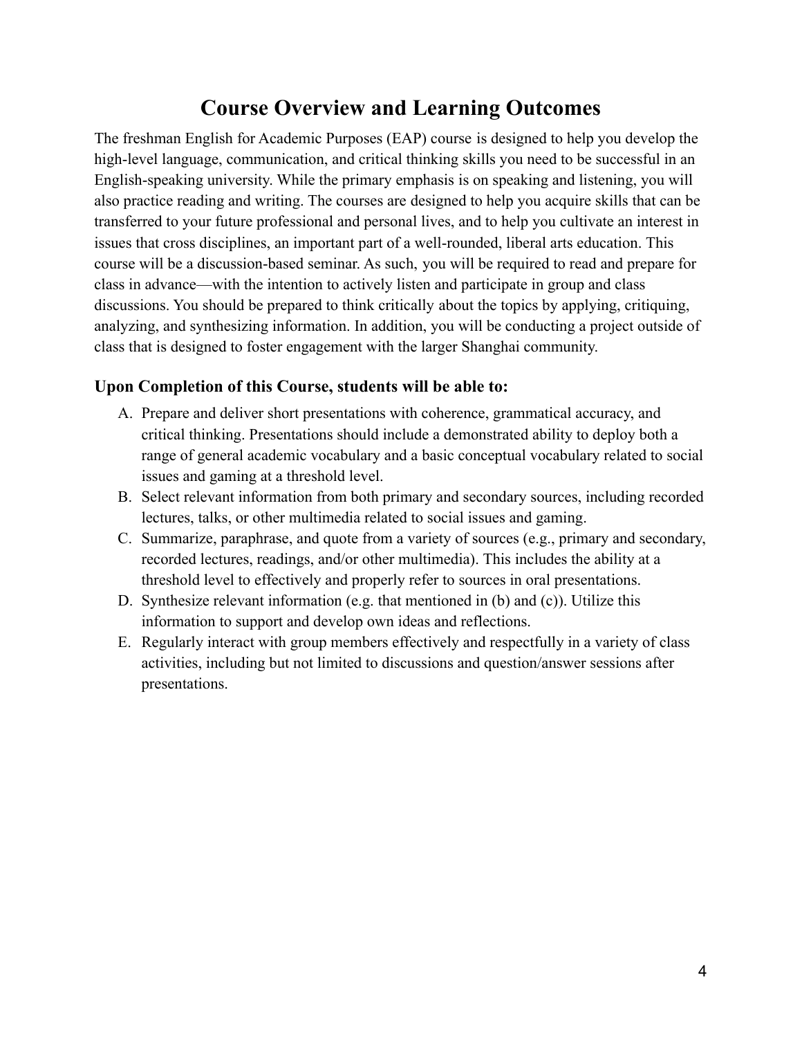# Course Overview and Learning Outcomes

The freshman English for Academic Purposes (EAP) course is designed to help you develop the high-level language, communication, and critical thinking skills you need to be successful in an English-speaking university. While the primary emphasis is on speaking and listening, you will also practice reading and writing. The courses are designed to help you acquire skills that can be transferred to your future professional and personal lives, and to help you cultivate an interest in issues that cross disciplines, an important part of a well-rounded, liberal arts education. This course will be a discussion-based seminar. As such, you will be required to read and prepare for class in advance—with the intention to actively listen and participate in group and class discussions. You should be prepared to think critically about the topics by applying, critiquing, analyzing, and synthesizing information. In addition, you will be conducting a project outside of class that is designed to foster engagement with the larger Shanghai community.

### Upon Completion of this Course, students will be able to:

A. Prepare and deliver short presentations with coherence, grammatical accuracy, and critical thinking. Presentations should include a demonstrated ability to deploy both a range of general academic vocabulary and a basic conceptual vocabulary related to social issues and gaming at a threshold level.
B. Select relevant information from both primary and secondary sources, including recorded lectures, talks, or other multimedia related to social issues and gaming.
C. Summarize, paraphrase, and quote from a variety of sources (e.g., primary and secondary, recorded lectures, readings, and/or other multimedia). This includes the ability at a threshold level to effectively and properly refer to sources in oral presentations.
D. Synthesize relevant information (e.g. that mentioned in (b) and (c)). Utilize this information to support and develop own ideas and reflections.
E. Regularly interact with group members effectively and respectfully in a variety of class activities, including but not limited to discussions and question/answer sessions after presentations.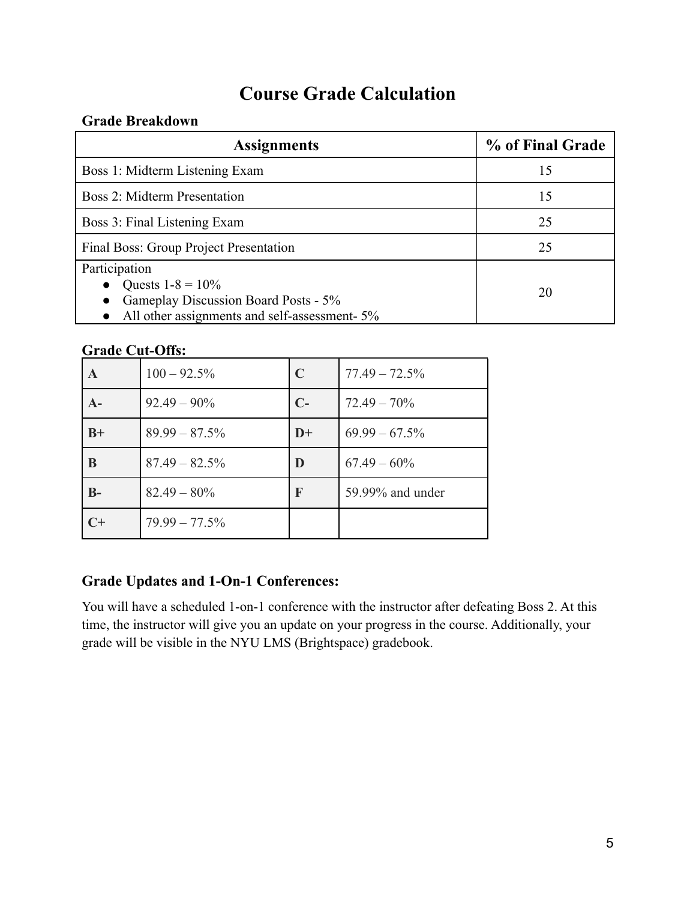# Course Grade Calculation

**Grade Breakdown**

| Assignments | % of Final Grade |
|---|---|
| Boss 1: Midterm Listening Exam | 15 |
| Boss 2: Midterm Presentation | 15 |
| Boss 3: Final Listening Exam | 25 |
| Final Boss: Group Project Presentation | 25 |
| Participation<br>● Quests 1-8 = 10%<br>● Gameplay Discussion Board Posts - 5%<br>● All other assignments and self-assessment- 5% | 20 |

**Grade Cut-Offs:**

| | | | |
|---|---|---|---|
| **A** | 100 – 92.5% | **C** | 77.49 – 72.5% |
| **A-** | 92.49 – 90% | **C-** | 72.49 – 70% |
| **B+** | 89.99 – 87.5% | **D+** | 69.99 – 67.5% |
| **B** | 87.49 – 82.5% | **D** | 67.49 – 60% |
| **B-** | 82.49 – 80% | **F** | 59.99% and under |
| **C+** | 79.99 – 77.5% | | |

### Grade Updates and 1-On-1 Conferences:

You will have a scheduled 1-on-1 conference with the instructor after defeating Boss 2. At this time, the instructor will give you an update on your progress in the course. Additionally, your grade will be visible in the NYU LMS (Brightspace) gradebook.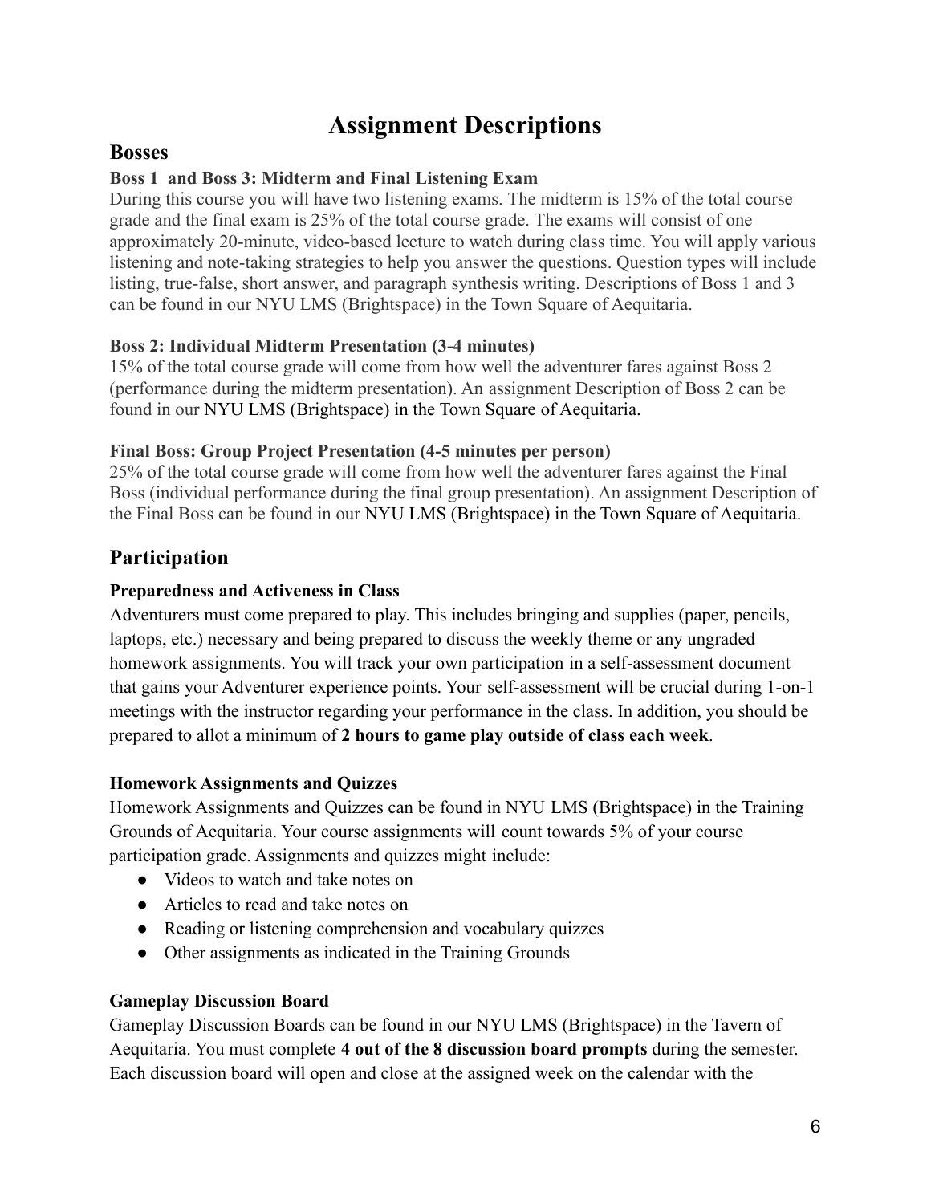# Assignment Descriptions

## Bosses

### Boss 1  and Boss 3: Midterm and Final Listening Exam

During this course you will have two listening exams. The midterm is 15% of the total course grade and the final exam is 25% of the total course grade. The exams will consist of one approximately 20-minute, video-based lecture to watch during class time. You will apply various listening and note-taking strategies to help you answer the questions. Question types will include listing, true-false, short answer, and paragraph synthesis writing. Descriptions of Boss 1 and 3 can be found in our NYU LMS (Brightspace) in the Town Square of Aequitaria.

### Boss 2: Individual Midterm Presentation (3-4 minutes)

15% of the total course grade will come from how well the adventurer fares against Boss 2 (performance during the midterm presentation). An assignment Description of Boss 2 can be found in our NYU LMS (Brightspace) in the Town Square of Aequitaria.

### Final Boss: Group Project Presentation (4-5 minutes per person)

25% of the total course grade will come from how well the adventurer fares against the Final Boss (individual performance during the final group presentation). An assignment Description of the Final Boss can be found in our NYU LMS (Brightspace) in the Town Square of Aequitaria.

## Participation

### Preparedness and Activeness in Class

Adventurers must come prepared to play. This includes bringing and supplies (paper, pencils, laptops, etc.) necessary and being prepared to discuss the weekly theme or any ungraded homework assignments. You will track your own participation in a self-assessment document that gains your Adventurer experience points. Your self-assessment will be crucial during 1-on-1 meetings with the instructor regarding your performance in the class. In addition, you should be prepared to allot a minimum of **2 hours to game play outside of class each week**.

### Homework Assignments and Quizzes

Homework Assignments and Quizzes can be found in NYU LMS (Brightspace) in the Training Grounds of Aequitaria. Your course assignments will count towards 5% of your course participation grade. Assignments and quizzes might include:

- Videos to watch and take notes on
- Articles to read and take notes on
- Reading or listening comprehension and vocabulary quizzes
- Other assignments as indicated in the Training Grounds

### Gameplay Discussion Board

Gameplay Discussion Boards can be found in our NYU LMS (Brightspace) in the Tavern of Aequitaria. You must complete **4 out of the 8 discussion board prompts** during the semester. Each discussion board will open and close at the assigned week on the calendar with the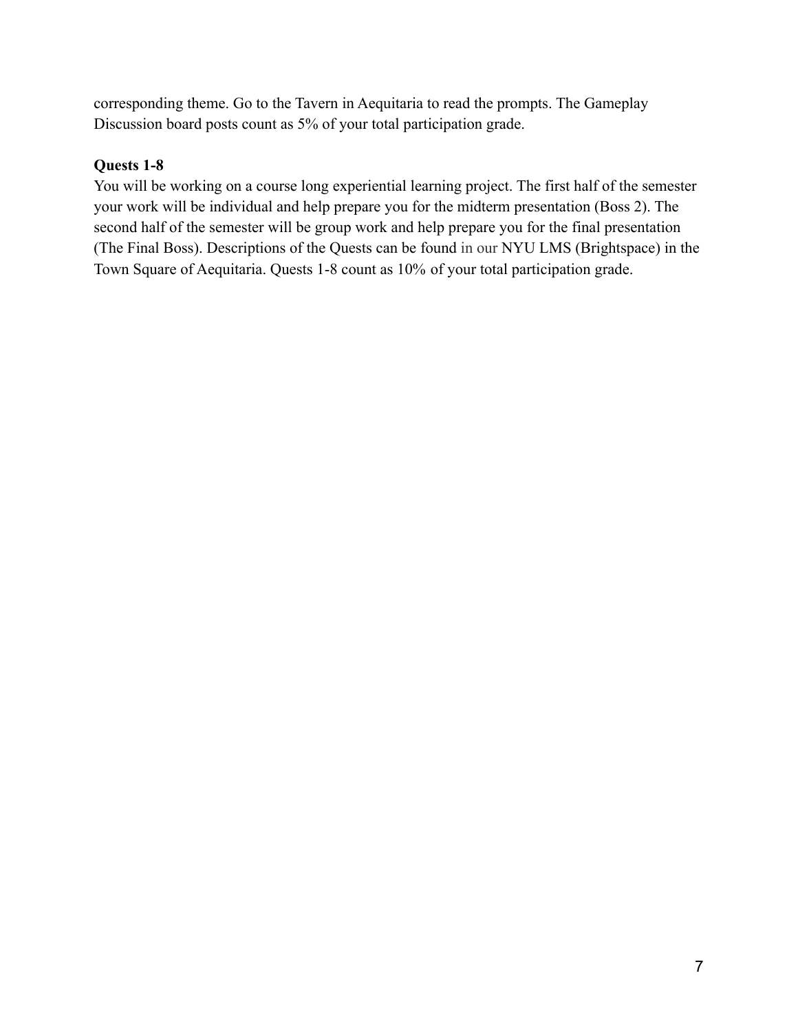corresponding theme. Go to the Tavern in Aequitaria to read the prompts. The Gameplay Discussion board posts count as 5% of your total participation grade.

**Quests 1-8**

You will be working on a course long experiential learning project. The first half of the semester your work will be individual and help prepare you for the midterm presentation (Boss 2). The second half of the semester will be group work and help prepare you for the final presentation (The Final Boss). Descriptions of the Quests can be found in our NYU LMS (Brightspace) in the Town Square of Aequitaria. Quests 1-8 count as 10% of your total participation grade.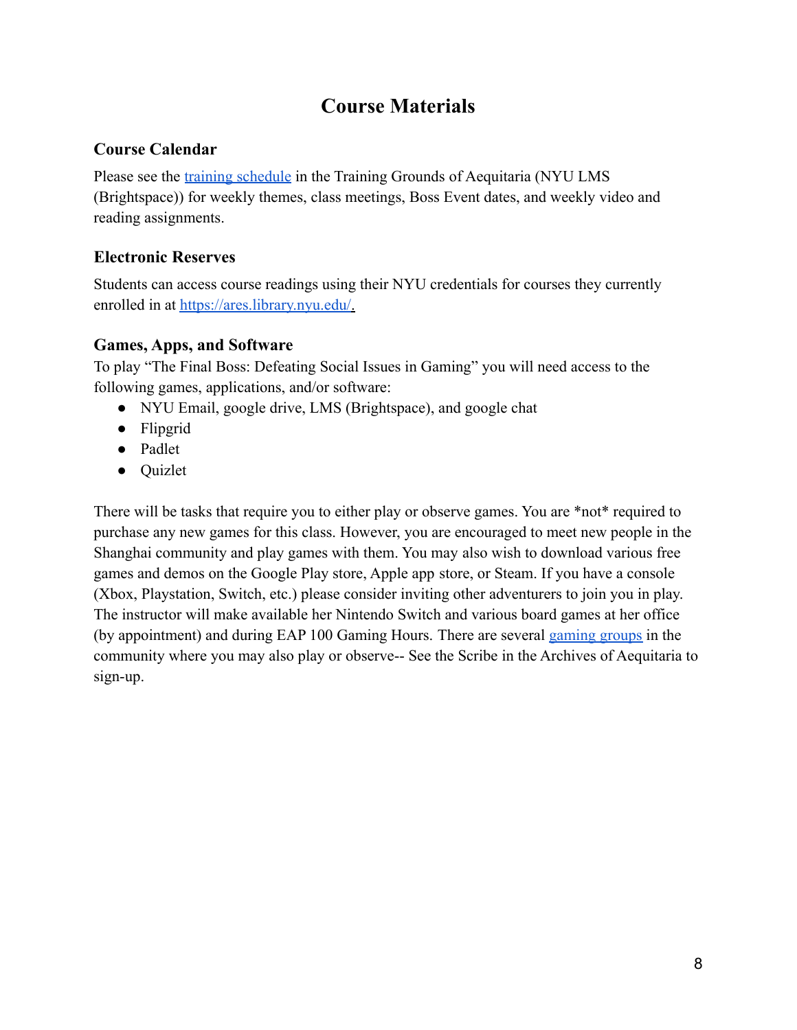# Course Materials

### Course Calendar

Please see the training schedule in the Training Grounds of Aequitaria (NYU LMS (Brightspace)) for weekly themes, class meetings, Boss Event dates, and weekly video and reading assignments.

### Electronic Reserves

Students can access course readings using their NYU credentials for courses they currently enrolled in at https://ares.library.nyu.edu/.

### Games, Apps, and Software

To play "The Final Boss: Defeating Social Issues in Gaming" you will need access to the following games, applications, and/or software:

- NYU Email, google drive, LMS (Brightspace), and google chat
- Flipgrid
- Padlet
- Quizlet

There will be tasks that require you to either play or observe games. You are *not* required to purchase any new games for this class. However, you are encouraged to meet new people in the Shanghai community and play games with them. You may also wish to download various free games and demos on the Google Play store, Apple app store, or Steam. If you have a console (Xbox, Playstation, Switch, etc.) please consider inviting other adventurers to join you in play. The instructor will make available her Nintendo Switch and various board games at her office (by appointment) and during EAP 100 Gaming Hours. There are several gaming groups in the community where you may also play or observe-- See the Scribe in the Archives of Aequitaria to sign-up.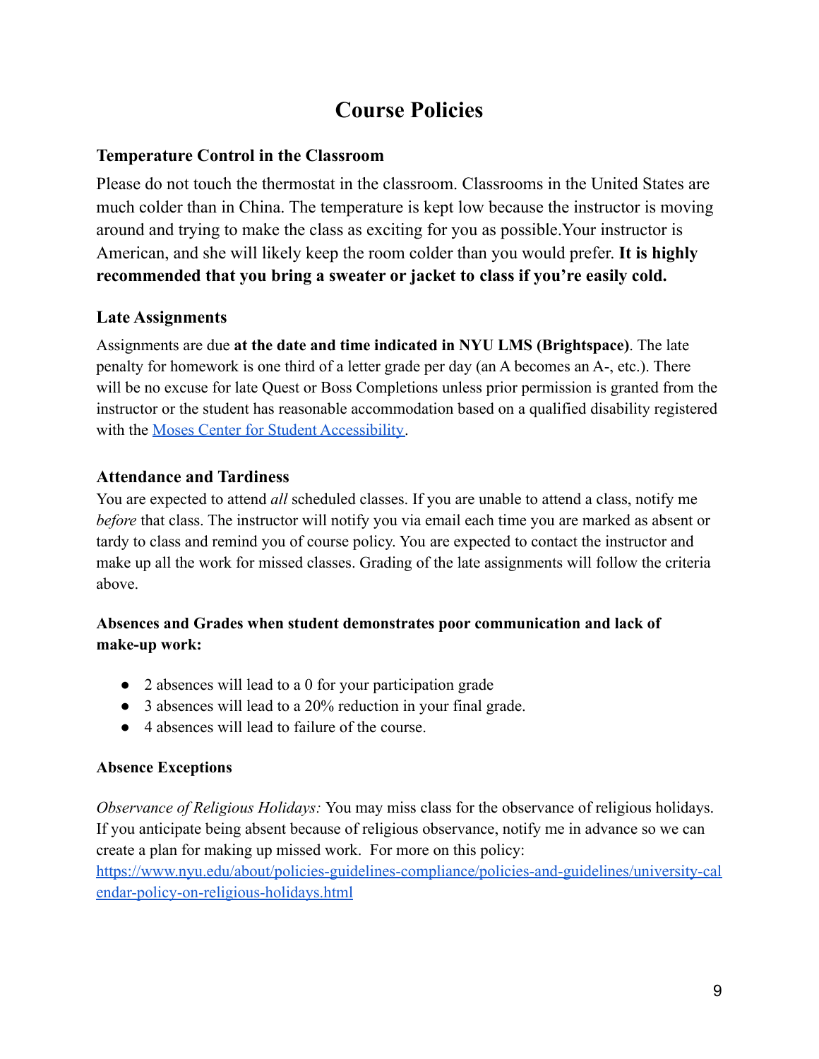# Course Policies

### Temperature Control in the Classroom

Please do not touch the thermostat in the classroom. Classrooms in the United States are much colder than in China. The temperature is kept low because the instructor is moving around and trying to make the class as exciting for you as possible.Your instructor is American, and she will likely keep the room colder than you would prefer. **It is highly recommended that you bring a sweater or jacket to class if you're easily cold.**

### Late Assignments

Assignments are due **at the date and time indicated in NYU LMS (Brightspace)**. The late penalty for homework is one third of a letter grade per day (an A becomes an A-, etc.). There will be no excuse for late Quest or Boss Completions unless prior permission is granted from the instructor or the student has reasonable accommodation based on a qualified disability registered with the [Moses Center for Student Accessibility](https://www.nyu.edu/students/communities-and-groups/student-accessibility.html).

### Attendance and Tardiness

You are expected to attend *all* scheduled classes. If you are unable to attend a class, notify me *before* that class. The instructor will notify you via email each time you are marked as absent or tardy to class and remind you of course policy. You are expected to contact the instructor and make up all the work for missed classes. Grading of the late assignments will follow the criteria above.

**Absences and Grades when student demonstrates poor communication and lack of make-up work:**

- 2 absences will lead to a 0 for your participation grade
- 3 absences will lead to a 20% reduction in your final grade.
- 4 absences will lead to failure of the course.

**Absence Exceptions**

*Observance of Religious Holidays:* You may miss class for the observance of religious holidays. If you anticipate being absent because of religious observance, notify me in advance so we can create a plan for making up missed work. For more on this policy: [https://www.nyu.edu/about/policies-guidelines-compliance/policies-and-guidelines/university-calendar-policy-on-religious-holidays.html](https://www.nyu.edu/about/policies-guidelines-compliance/policies-and-guidelines/university-calendar-policy-on-religious-holidays.html)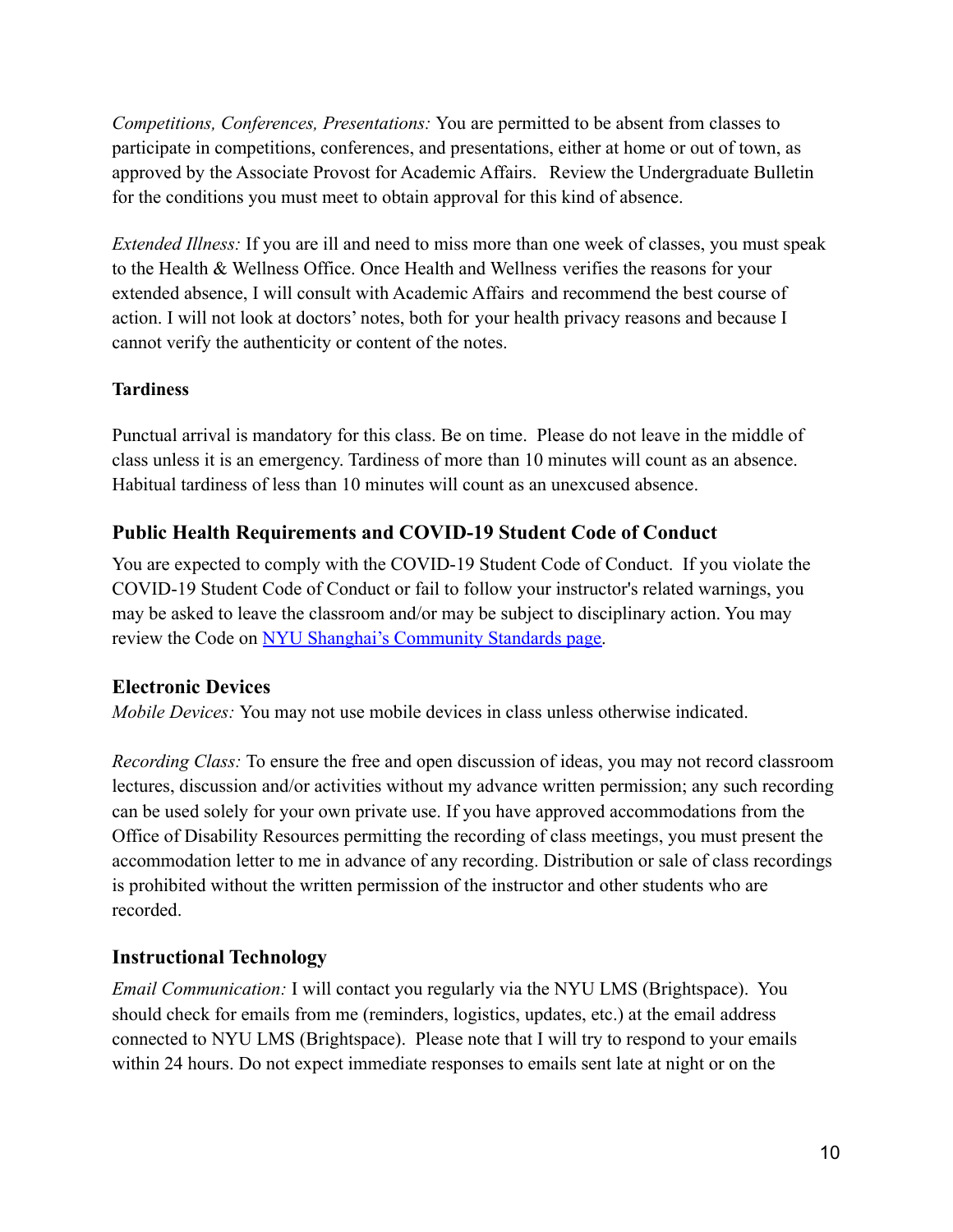*Competitions, Conferences, Presentations:* You are permitted to be absent from classes to participate in competitions, conferences, and presentations, either at home or out of town, as approved by the Associate Provost for Academic Affairs. Review the Undergraduate Bulletin for the conditions you must meet to obtain approval for this kind of absence.

*Extended Illness:* If you are ill and need to miss more than one week of classes, you must speak to the Health & Wellness Office. Once Health and Wellness verifies the reasons for your extended absence, I will consult with Academic Affairs and recommend the best course of action. I will not look at doctors' notes, both for your health privacy reasons and because I cannot verify the authenticity or content of the notes.

**Tardiness**

Punctual arrival is mandatory for this class. Be on time. Please do not leave in the middle of class unless it is an emergency. Tardiness of more than 10 minutes will count as an absence. Habitual tardiness of less than 10 minutes will count as an unexcused absence.

## Public Health Requirements and COVID-19 Student Code of Conduct

You are expected to comply with the COVID-19 Student Code of Conduct. If you violate the COVID-19 Student Code of Conduct or fail to follow your instructor's related warnings, you may be asked to leave the classroom and/or may be subject to disciplinary action. You may review the Code on [NYU Shanghai's Community Standards page](#).

## Electronic Devices

*Mobile Devices:* You may not use mobile devices in class unless otherwise indicated.

*Recording Class:* To ensure the free and open discussion of ideas, you may not record classroom lectures, discussion and/or activities without my advance written permission; any such recording can be used solely for your own private use. If you have approved accommodations from the Office of Disability Resources permitting the recording of class meetings, you must present the accommodation letter to me in advance of any recording. Distribution or sale of class recordings is prohibited without the written permission of the instructor and other students who are recorded.

## Instructional Technology

*Email Communication:* I will contact you regularly via the NYU LMS (Brightspace). You should check for emails from me (reminders, logistics, updates, etc.) at the email address connected to NYU LMS (Brightspace). Please note that I will try to respond to your emails within 24 hours. Do not expect immediate responses to emails sent late at night or on the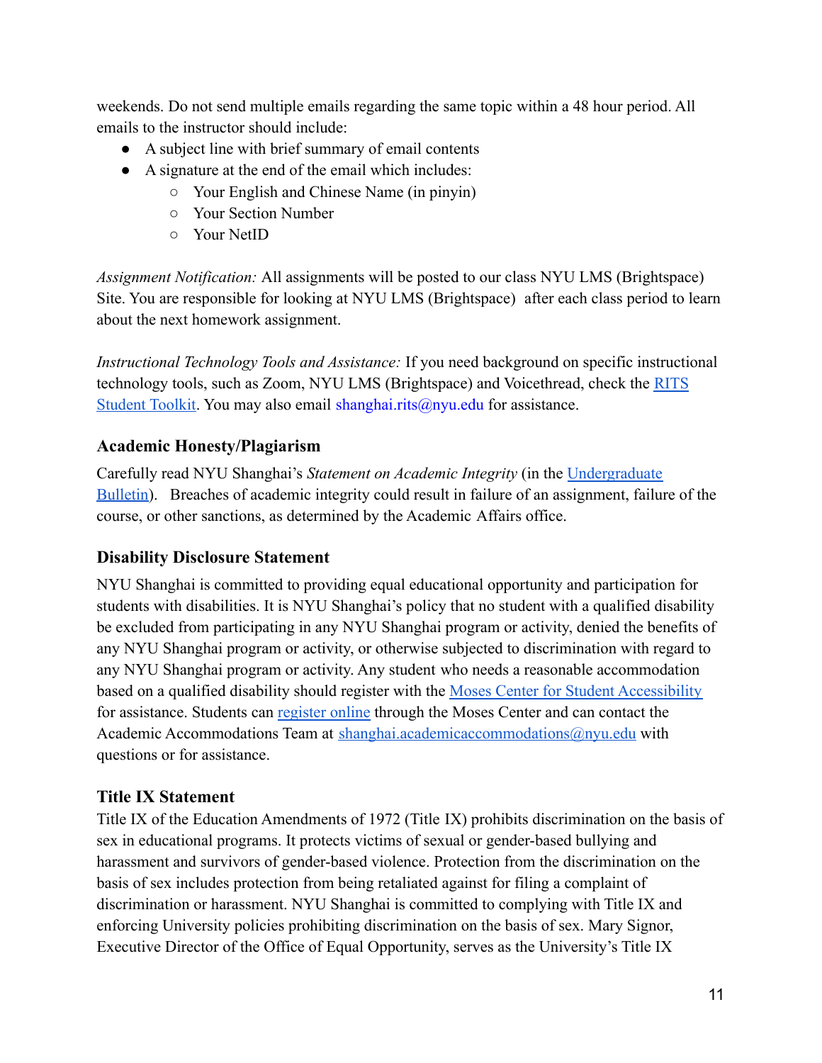weekends. Do not send multiple emails regarding the same topic within a 48 hour period. All emails to the instructor should include:

- A subject line with brief summary of email contents
- A signature at the end of the email which includes:
  - Your English and Chinese Name (in pinyin)
  - Your Section Number
  - Your NetID

*Assignment Notification:* All assignments will be posted to our class NYU LMS (Brightspace) Site. You are responsible for looking at NYU LMS (Brightspace) after each class period to learn about the next homework assignment.

*Instructional Technology Tools and Assistance:* If you need background on specific instructional technology tools, such as Zoom, NYU LMS (Brightspace) and Voicethread, check the RITS Student Toolkit. You may also email shanghai.rits@nyu.edu for assistance.

### Academic Honesty/Plagiarism

Carefully read NYU Shanghai's *Statement on Academic Integrity* (in the Undergraduate Bulletin). Breaches of academic integrity could result in failure of an assignment, failure of the course, or other sanctions, as determined by the Academic Affairs office.

### Disability Disclosure Statement

NYU Shanghai is committed to providing equal educational opportunity and participation for students with disabilities. It is NYU Shanghai's policy that no student with a qualified disability be excluded from participating in any NYU Shanghai program or activity, denied the benefits of any NYU Shanghai program or activity, or otherwise subjected to discrimination with regard to any NYU Shanghai program or activity. Any student who needs a reasonable accommodation based on a qualified disability should register with the Moses Center for Student Accessibility for assistance. Students can register online through the Moses Center and can contact the Academic Accommodations Team at shanghai.academicaccommodations@nyu.edu with questions or for assistance.

### Title IX Statement

Title IX of the Education Amendments of 1972 (Title IX) prohibits discrimination on the basis of sex in educational programs. It protects victims of sexual or gender-based bullying and harassment and survivors of gender-based violence. Protection from the discrimination on the basis of sex includes protection from being retaliated against for filing a complaint of discrimination or harassment. NYU Shanghai is committed to complying with Title IX and enforcing University policies prohibiting discrimination on the basis of sex. Mary Signor, Executive Director of the Office of Equal Opportunity, serves as the University's Title IX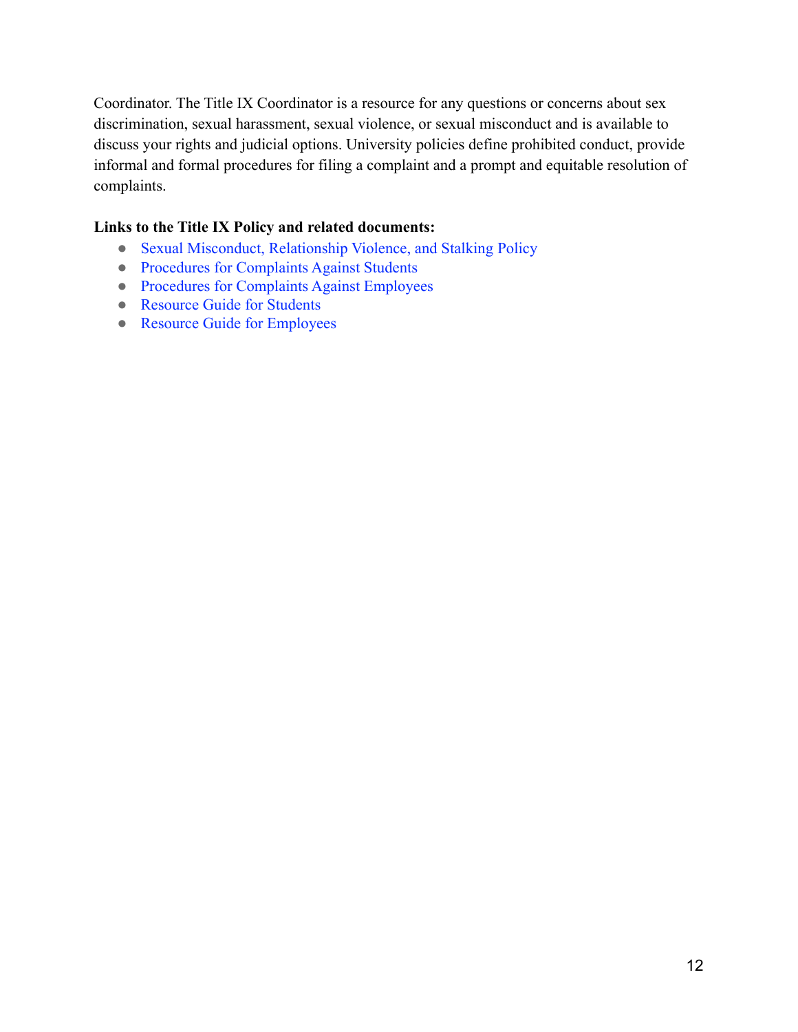Coordinator. The Title IX Coordinator is a resource for any questions or concerns about sex discrimination, sexual harassment, sexual violence, or sexual misconduct and is available to discuss your rights and judicial options. University policies define prohibited conduct, provide informal and formal procedures for filing a complaint and a prompt and equitable resolution of complaints.

**Links to the Title IX Policy and related documents:**

- Sexual Misconduct, Relationship Violence, and Stalking Policy
- Procedures for Complaints Against Students
- Procedures for Complaints Against Employees
- Resource Guide for Students
- Resource Guide for Employees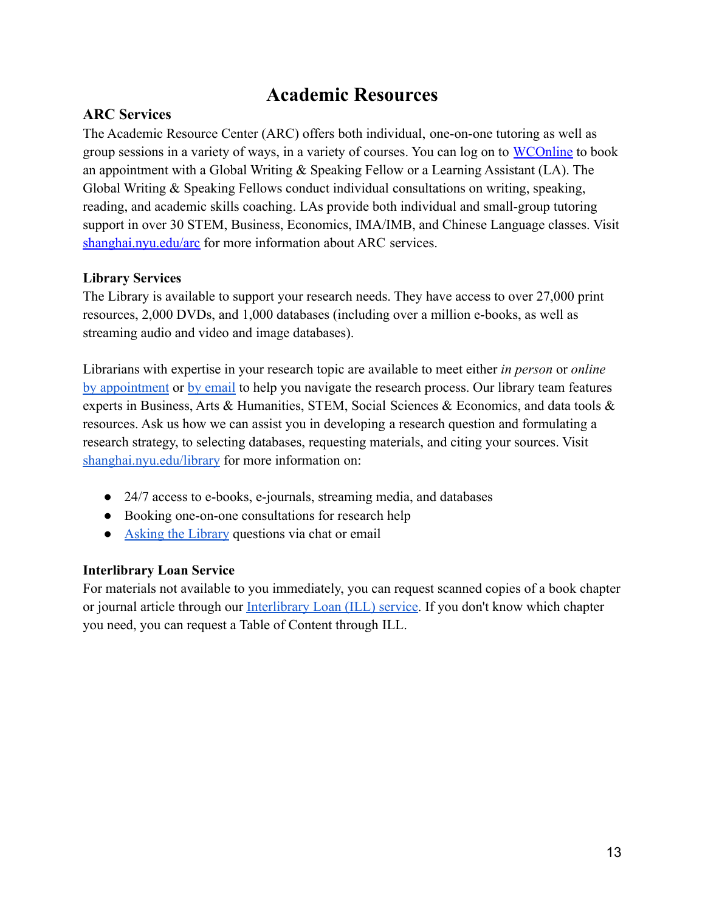# Academic Resources

### ARC Services

The Academic Resource Center (ARC) offers both individual, one-on-one tutoring as well as group sessions in a variety of ways, in a variety of courses. You can log on to [WCOnline](#) to book an appointment with a Global Writing & Speaking Fellow or a Learning Assistant (LA). The Global Writing & Speaking Fellows conduct individual consultations on writing, speaking, reading, and academic skills coaching. LAs provide both individual and small-group tutoring support in over 30 STEM, Business, Economics, IMA/IMB, and Chinese Language classes. Visit [shanghai.nyu.edu/arc](#) for more information about ARC services.

### Library Services

The Library is available to support your research needs. They have access to over 27,000 print resources, 2,000 DVDs, and 1,000 databases (including over a million e-books, as well as streaming audio and video and image databases).

Librarians with expertise in your research topic are available to meet either *in person* or *online* [by appointment](#) or [by email](#) to help you navigate the research process. Our library team features experts in Business, Arts & Humanities, STEM, Social Sciences & Economics, and data tools & resources. Ask us how we can assist you in developing a research question and formulating a research strategy, to selecting databases, requesting materials, and citing your sources. Visit [shanghai.nyu.edu/library](#) for more information on:

- 24/7 access to e-books, e-journals, streaming media, and databases
- Booking one-on-one consultations for research help
- [Asking the Library](#) questions via chat or email

### Interlibrary Loan Service

For materials not available to you immediately, you can request scanned copies of a book chapter or journal article through our [Interlibrary Loan (ILL) service](#). If you don't know which chapter you need, you can request a Table of Content through ILL.